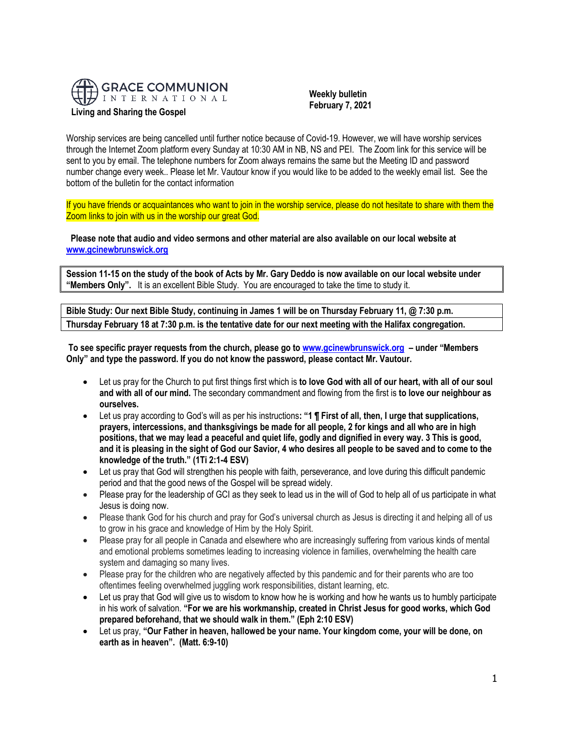GRACE COMMUNION INTERNATIONAL

**Living and Sharing the Gospel**

**Weekly bulletin**
**February 7, 2021**

Worship services are being cancelled until further notice because of Covid-19. However, we will have worship services through the Internet Zoom platform every Sunday at 10:30 AM in NB, NS and PEI. The Zoom link for this service will be sent to you by email. The telephone numbers for Zoom always remains the same but the Meeting ID and password number change every week.. Please let Mr. Vautour know if you would like to be added to the weekly email list. See the bottom of the bulletin for the contact information

If you have friends or acquaintances who want to join in the worship service, please do not hesitate to share with them the Zoom links to join with us in the worship our great God.

**Please note that audio and video sermons and other material are also available on our local website at [www.gcinewbrunswick.org](http://www.gcinewbrunswick.org)**

**Session 11-15 on the study of the book of Acts by Mr. Gary Deddo is now available on our local website under "Members Only".** It is an excellent Bible Study. You are encouraged to take the time to study it.

**Bible Study: Our next Bible Study, continuing in James 1 will be on Thursday February 11, @ 7:30 p.m.**
**Thursday February 18 at 7:30 p.m. is the tentative date for our next meeting with the Halifax congregation.**

**To see specific prayer requests from the church, please go to [www.gcinewbrunswick.org](http://www.gcinewbrunswick.org) – under "Members Only" and type the password. If you do not know the password, please contact Mr. Vautour.**

- Let us pray for the Church to put first things first which is **to love God with all of our heart, with all of our soul and with all of our mind.** The secondary commandment and flowing from the first is **to love our neighbour as ourselves.**
- Let us pray according to God's will as per his instructions**: "1 ¶ First of all, then, I urge that supplications, prayers, intercessions, and thanksgivings be made for all people, 2 for kings and all who are in high positions, that we may lead a peaceful and quiet life, godly and dignified in every way. 3 This is good, and it is pleasing in the sight of God our Savior, 4 who desires all people to be saved and to come to the knowledge of the truth." (1Ti 2:1-4 ESV)**
- Let us pray that God will strengthen his people with faith, perseverance, and love during this difficult pandemic period and that the good news of the Gospel will be spread widely.
- Please pray for the leadership of GCI as they seek to lead us in the will of God to help all of us participate in what Jesus is doing now.
- Please thank God for his church and pray for God's universal church as Jesus is directing it and helping all of us to grow in his grace and knowledge of Him by the Holy Spirit.
- Please pray for all people in Canada and elsewhere who are increasingly suffering from various kinds of mental and emotional problems sometimes leading to increasing violence in families, overwhelming the health care system and damaging so many lives.
- Please pray for the children who are negatively affected by this pandemic and for their parents who are too oftentimes feeling overwhelmed juggling work responsibilities, distant learning, etc.
- Let us pray that God will give us to wisdom to know how he is working and how he wants us to humbly participate in his work of salvation. **"For we are his workmanship, created in Christ Jesus for good works, which God prepared beforehand, that we should walk in them." (Eph 2:10 ESV)**
- Let us pray, **"Our Father in heaven, hallowed be your name. Your kingdom come, your will be done, on earth as in heaven". (Matt. 6:9-10)**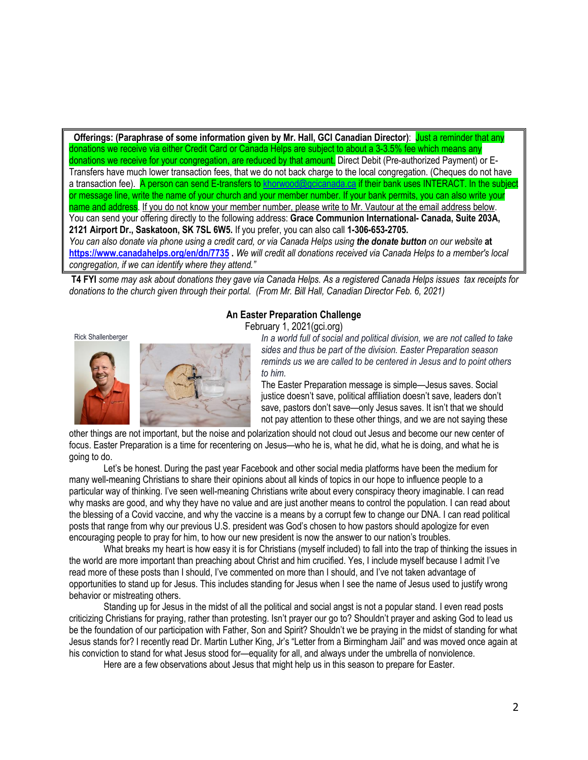**Offerings: (Paraphrase of some information given by Mr. Hall, GCI Canadian Director)**: Just a reminder that any donations we receive via either Credit Card or Canada Helps are subject to about a 3-3.5% fee which means any donations we receive for your congregation, are reduced by that amount. Direct Debit (Pre-authorized Payment) or E-Transfers have much lower transaction fees, that we do not back charge to the local congregation. (Cheques do not have a transaction fee). A person can send E-transfers to khorwood@gcicanada.ca if their bank uses INTERACT. In the subject or message line, write the name of your church and your member number. If your bank permits, you can also write your name and address. If you do not know your member number, please write to Mr. Vautour at the email address below. You can send your offering directly to the following address: **Grace Communion International- Canada, Suite 203A, 2121 Airport Dr., Saskatoon, SK 7SL 6W5.** If you prefer, you can also call **1-306-653-2705.**
*You can also donate via phone using a credit card, or via Canada Helps using* ***the donate button*** *on our website* **at** **https://www.canadahelps.org/en/dn/7735** *. We will credit all donations received via Canada Helps to a member's local congregation, if we can identify where they attend."*

**T4 FYI** *some may ask about donations they gave via Canada Helps. As a registered Canada Helps issues tax receipts for donations to the church given through their portal. (From Mr. Bill Hall, Canadian Director Feb. 6, 2021)*

## An Easter Preparation Challenge

February 1, 2021(gci.org)

Rick Shallenberger

*In a world full of social and political division, we are not called to take sides and thus be part of the division. Easter Preparation season reminds us we are called to be centered in Jesus and to point others to him.*

The Easter Preparation message is simple—Jesus saves. Social justice doesn't save, political affiliation doesn't save, leaders don't save, pastors don't save—only Jesus saves. It isn't that we should not pay attention to these other things, and we are not saying these other things are not important, but the noise and polarization should not cloud out Jesus and become our new center of focus. Easter Preparation is a time for recentering on Jesus—who he is, what he did, what he is doing, and what he is going to do.

Let's be honest. During the past year Facebook and other social media platforms have been the medium for many well-meaning Christians to share their opinions about all kinds of topics in our hope to influence people to a particular way of thinking. I've seen well-meaning Christians write about every conspiracy theory imaginable. I can read why masks are good, and why they have no value and are just another means to control the population. I can read about the blessing of a Covid vaccine, and why the vaccine is a means by a corrupt few to change our DNA. I can read political posts that range from why our previous U.S. president was God's chosen to how pastors should apologize for even encouraging people to pray for him, to how our new president is now the answer to our nation's troubles.

What breaks my heart is how easy it is for Christians (myself included) to fall into the trap of thinking the issues in the world are more important than preaching about Christ and him crucified. Yes, I include myself because I admit I've read more of these posts than I should, I've commented on more than I should, and I've not taken advantage of opportunities to stand up for Jesus. This includes standing for Jesus when I see the name of Jesus used to justify wrong behavior or mistreating others.

Standing up for Jesus in the midst of all the political and social angst is not a popular stand. I even read posts criticizing Christians for praying, rather than protesting. Isn't prayer our go to? Shouldn't prayer and asking God to lead us be the foundation of our participation with Father, Son and Spirit? Shouldn't we be praying in the midst of standing for what Jesus stands for? I recently read Dr. Martin Luther King, Jr's "Letter from a Birmingham Jail" and was moved once again at his conviction to stand for what Jesus stood for—equality for all, and always under the umbrella of nonviolence.

Here are a few observations about Jesus that might help us in this season to prepare for Easter.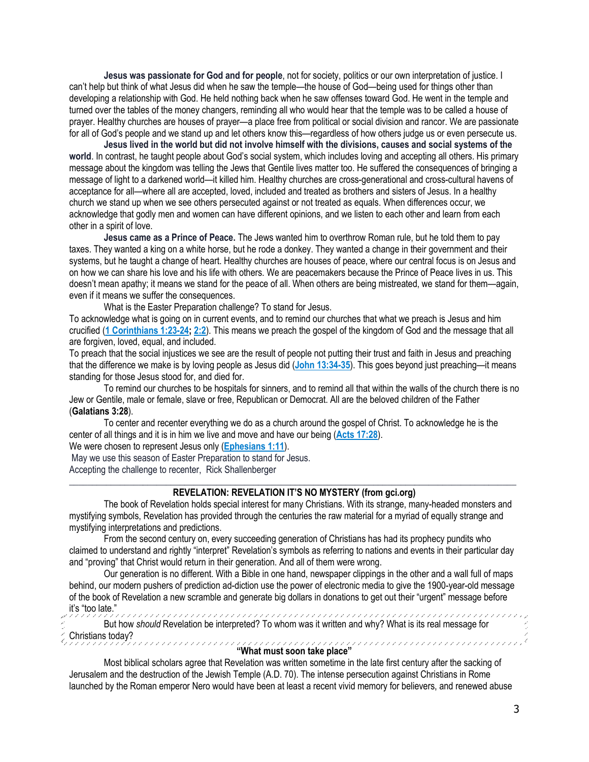**Jesus was passionate for God and for people**, not for society, politics or our own interpretation of justice. I can't help but think of what Jesus did when he saw the temple—the house of God—being used for things other than developing a relationship with God. He held nothing back when he saw offenses toward God. He went in the temple and turned over the tables of the money changers, reminding all who would hear that the temple was to be called a house of prayer. Healthy churches are houses of prayer—a place free from political or social division and rancor. We are passionate for all of God's people and we stand up and let others know this—regardless of how others judge us or even persecute us.

**Jesus lived in the world but did not involve himself with the divisions, causes and social systems of the world**. In contrast, he taught people about God's social system, which includes loving and accepting all others. His primary message about the kingdom was telling the Jews that Gentile lives matter too. He suffered the consequences of bringing a message of light to a darkened world—it killed him. Healthy churches are cross-generational and cross-cultural havens of acceptance for all—where all are accepted, loved, included and treated as brothers and sisters of Jesus. In a healthy church we stand up when we see others persecuted against or not treated as equals. When differences occur, we acknowledge that godly men and women can have different opinions, and we listen to each other and learn from each other in a spirit of love.

**Jesus came as a Prince of Peace.** The Jews wanted him to overthrow Roman rule, but he told them to pay taxes. They wanted a king on a white horse, but he rode a donkey. They wanted a change in their government and their systems, but he taught a change of heart. Healthy churches are houses of peace, where our central focus is on Jesus and on how we can share his love and his life with others. We are peacemakers because the Prince of Peace lives in us. This doesn't mean apathy; it means we stand for the peace of all. When others are being mistreated, we stand for them—again, even if it means we suffer the consequences.

What is the Easter Preparation challenge? To stand for Jesus.

To acknowledge what is going on in current events, and to remind our churches that what we preach is Jesus and him crucified (**1 Corinthians 1:23-24; 2:2**). This means we preach the gospel of the kingdom of God and the message that all are forgiven, loved, equal, and included.

To preach that the social injustices we see are the result of people not putting their trust and faith in Jesus and preaching that the difference we make is by loving people as Jesus did (**John 13:34-35**). This goes beyond just preaching—it means standing for those Jesus stood for, and died for.

To remind our churches to be hospitals for sinners, and to remind all that within the walls of the church there is no Jew or Gentile, male or female, slave or free, Republican or Democrat. All are the beloved children of the Father (**Galatians 3:28**).

To center and recenter everything we do as a church around the gospel of Christ. To acknowledge he is the center of all things and it is in him we live and move and have our being (**Acts 17:28**).

We were chosen to represent Jesus only (**Ephesians 1:11**).

May we use this season of Easter Preparation to stand for Jesus.

Accepting the challenge to recenter, Rick Shallenberger

---

## REVELATION: REVELATION IT'S NO MYSTERY (from gci.org)

The book of Revelation holds special interest for many Christians. With its strange, many-headed monsters and mystifying symbols, Revelation has provided through the centuries the raw material for a myriad of equally strange and mystifying interpretations and predictions.

From the second century on, every succeeding generation of Christians has had its prophecy pundits who claimed to understand and rightly "interpret" Revelation's symbols as referring to nations and events in their particular day and "proving" that Christ would return in their generation. And all of them were wrong.

Our generation is no different. With a Bible in one hand, newspaper clippings in the other and a wall full of maps behind, our modern pushers of prediction ad-diction use the power of electronic media to give the 1900-year-old message of the book of Revelation a new scramble and generate big dollars in donations to get out their "urgent" message before it's "too late."

But how *should* Revelation be interpreted? To whom was it written and why? What is its real message for Christians today?

### "What must soon take place"

Most biblical scholars agree that Revelation was written sometime in the late first century after the sacking of Jerusalem and the destruction of the Jewish Temple (A.D. 70). The intense persecution against Christians in Rome launched by the Roman emperor Nero would have been at least a recent vivid memory for believers, and renewed abuse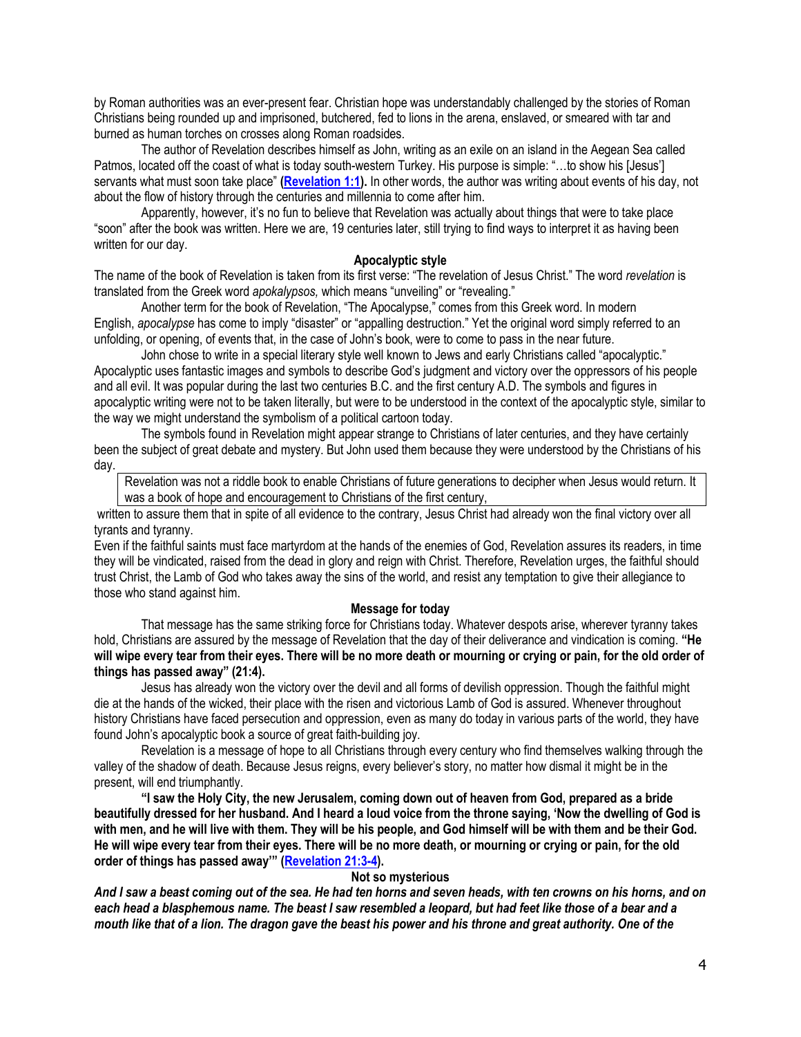by Roman authorities was an ever-present fear. Christian hope was understandably challenged by the stories of Roman Christians being rounded up and imprisoned, butchered, fed to lions in the arena, enslaved, or smeared with tar and burned as human torches on crosses along Roman roadsides.

The author of Revelation describes himself as John, writing as an exile on an island in the Aegean Sea called Patmos, located off the coast of what is today south-western Turkey. His purpose is simple: "…to show his [Jesus'] servants what must soon take place" **(Revelation 1:1).** In other words, the author was writing about events of his day, not about the flow of history through the centuries and millennia to come after him.

Apparently, however, it's no fun to believe that Revelation was actually about things that were to take place "soon" after the book was written. Here we are, 19 centuries later, still trying to find ways to interpret it as having been written for our day.

**Apocalyptic style**

The name of the book of Revelation is taken from its first verse: "The revelation of Jesus Christ." The word *revelation* is translated from the Greek word *apokalypsos,* which means "unveiling" or "revealing."

Another term for the book of Revelation, "The Apocalypse," comes from this Greek word. In modern English, *apocalypse* has come to imply "disaster" or "appalling destruction." Yet the original word simply referred to an unfolding, or opening, of events that, in the case of John's book, were to come to pass in the near future.

John chose to write in a special literary style well known to Jews and early Christians called "apocalyptic." Apocalyptic uses fantastic images and symbols to describe God's judgment and victory over the oppressors of his people and all evil. It was popular during the last two centuries B.C. and the first century A.D. The symbols and figures in apocalyptic writing were not to be taken literally, but were to be understood in the context of the apocalyptic style, similar to the way we might understand the symbolism of a political cartoon today.

The symbols found in Revelation might appear strange to Christians of later centuries, and they have certainly been the subject of great debate and mystery. But John used them because they were understood by the Christians of his day.

Revelation was not a riddle book to enable Christians of future generations to decipher when Jesus would return. It was a book of hope and encouragement to Christians of the first century, written to assure them that in spite of all evidence to the contrary, Jesus Christ had already won the final victory over all tyrants and tyranny.

Even if the faithful saints must face martyrdom at the hands of the enemies of God, Revelation assures its readers, in time they will be vindicated, raised from the dead in glory and reign with Christ. Therefore, Revelation urges, the faithful should trust Christ, the Lamb of God who takes away the sins of the world, and resist any temptation to give their allegiance to those who stand against him.

**Message for today**

That message has the same striking force for Christians today. Whatever despots arise, wherever tyranny takes hold, Christians are assured by the message of Revelation that the day of their deliverance and vindication is coming. **"He will wipe every tear from their eyes. There will be no more death or mourning or crying or pain, for the old order of things has passed away" (21:4).**

Jesus has already won the victory over the devil and all forms of devilish oppression. Though the faithful might die at the hands of the wicked, their place with the risen and victorious Lamb of God is assured. Whenever throughout history Christians have faced persecution and oppression, even as many do today in various parts of the world, they have found John's apocalyptic book a source of great faith-building joy.

Revelation is a message of hope to all Christians through every century who find themselves walking through the valley of the shadow of death. Because Jesus reigns, every believer's story, no matter how dismal it might be in the present, will end triumphantly.

**"I saw the Holy City, the new Jerusalem, coming down out of heaven from God, prepared as a bride beautifully dressed for her husband. And I heard a loud voice from the throne saying, 'Now the dwelling of God is with men, and he will live with them. They will be his people, and God himself will be with them and be their God. He will wipe every tear from their eyes. There will be no more death, or mourning or crying or pain, for the old order of things has passed away'" (Revelation 21:3-4).**

**Not so mysterious**

***And I saw a beast coming out of the sea. He had ten horns and seven heads, with ten crowns on his horns, and on each head a blasphemous name. The beast I saw resembled a leopard, but had feet like those of a bear and a mouth like that of a lion. The dragon gave the beast his power and his throne and great authority. One of the***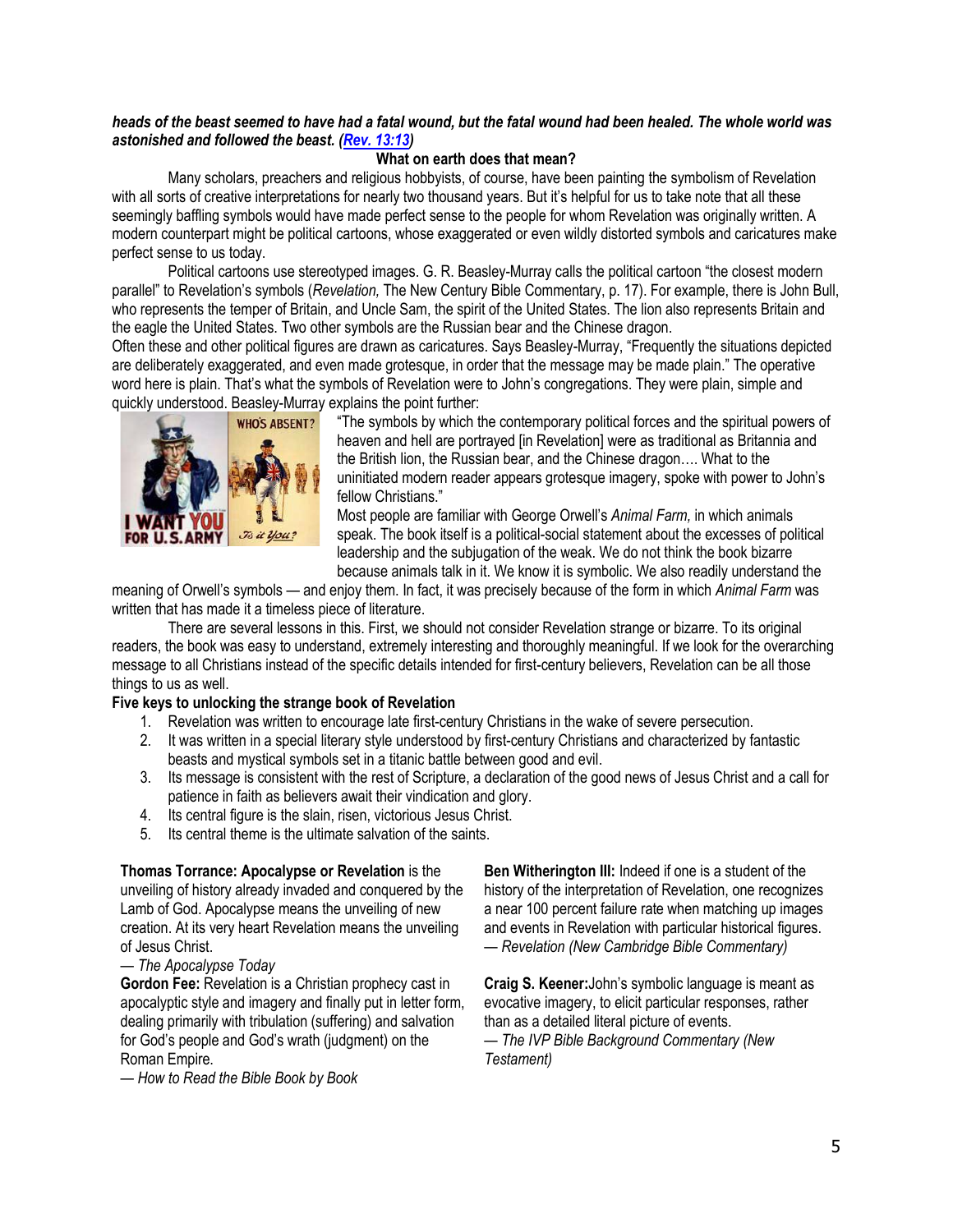***heads of the beast seemed to have had a fatal wound, but the fatal wound had been healed. The whole world was astonished and followed the beast. (Rev. 13:13)***

**What on earth does that mean?**

Many scholars, preachers and religious hobbyists, of course, have been painting the symbolism of Revelation with all sorts of creative interpretations for nearly two thousand years. But it's helpful for us to take note that all these seemingly baffling symbols would have made perfect sense to the people for whom Revelation was originally written. A modern counterpart might be political cartoons, whose exaggerated or even wildly distorted symbols and caricatures make perfect sense to us today.

Political cartoons use stereotyped images. G. R. Beasley-Murray calls the political cartoon "the closest modern parallel" to Revelation's symbols (*Revelation,* The New Century Bible Commentary, p. 17). For example, there is John Bull, who represents the temper of Britain, and Uncle Sam, the spirit of the United States. The lion also represents Britain and the eagle the United States. Two other symbols are the Russian bear and the Chinese dragon.

Often these and other political figures are drawn as caricatures. Says Beasley-Murray, "Frequently the situations depicted are deliberately exaggerated, and even made grotesque, in order that the message may be made plain." The operative word here is plain. That's what the symbols of Revelation were to John's congregations. They were plain, simple and quickly understood. Beasley-Murray explains the point further:

"The symbols by which the contemporary political forces and the spiritual powers of heaven and hell are portrayed [in Revelation] were as traditional as Britannia and the British lion, the Russian bear, and the Chinese dragon…. What to the uninitiated modern reader appears grotesque imagery, spoke with power to John's fellow Christians."

Most people are familiar with George Orwell's *Animal Farm,* in which animals speak. The book itself is a political-social statement about the excesses of political leadership and the subjugation of the weak. We do not think the book bizarre because animals talk in it. We know it is symbolic. We also readily understand the meaning of Orwell's symbols — and enjoy them. In fact, it was precisely because of the form in which *Animal Farm* was written that has made it a timeless piece of literature.

There are several lessons in this. First, we should not consider Revelation strange or bizarre. To its original readers, the book was easy to understand, extremely interesting and thoroughly meaningful. If we look for the overarching message to all Christians instead of the specific details intended for first-century believers, Revelation can be all those things to us as well.

**Five keys to unlocking the strange book of Revelation**

1. Revelation was written to encourage late first-century Christians in the wake of severe persecution.
2. It was written in a special literary style understood by first-century Christians and characterized by fantastic beasts and mystical symbols set in a titanic battle between good and evil.
3. Its message is consistent with the rest of Scripture, a declaration of the good news of Jesus Christ and a call for patience in faith as believers await their vindication and glory.
4. Its central figure is the slain, risen, victorious Jesus Christ.
5. Its central theme is the ultimate salvation of the saints.

**Thomas Torrance: Apocalypse or Revelation** is the unveiling of history already invaded and conquered by the Lamb of God. Apocalypse means the unveiling of new creation. At its very heart Revelation means the unveiling of Jesus Christ.
— *The Apocalypse Today*

**Gordon Fee:** Revelation is a Christian prophecy cast in apocalyptic style and imagery and finally put in letter form, dealing primarily with tribulation (suffering) and salvation for God's people and God's wrath (judgment) on the Roman Empire.
— *How to Read the Bible Book by Book*

**Ben Witherington III:** Indeed if one is a student of the history of the interpretation of Revelation, one recognizes a near 100 percent failure rate when matching up images and events in Revelation with particular historical figures.
— *Revelation (New Cambridge Bible Commentary)*

**Craig S. Keener:** John's symbolic language is meant as evocative imagery, to elicit particular responses, rather than as a detailed literal picture of events.
— *The IVP Bible Background Commentary (New Testament)*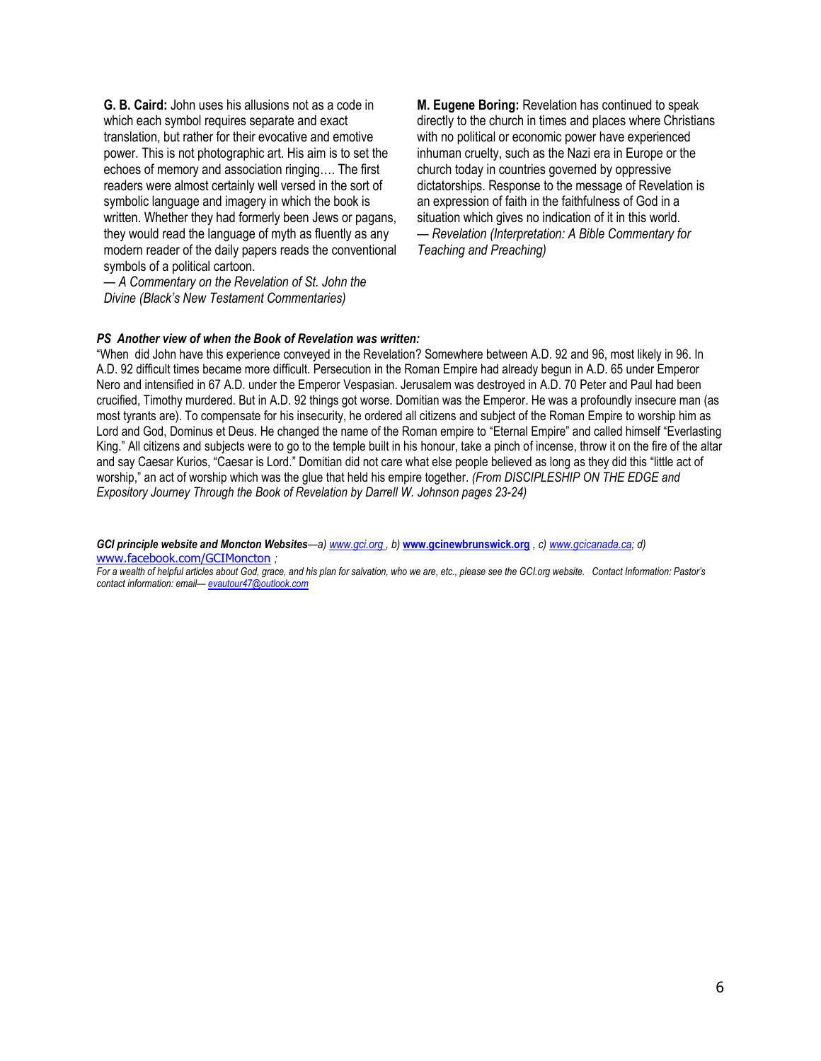**G. B. Caird:** John uses his allusions not as a code in which each symbol requires separate and exact translation, but rather for their evocative and emotive power. This is not photographic art. His aim is to set the echoes of memory and association ringing…. The first readers were almost certainly well versed in the sort of symbolic language and imagery in which the book is written. Whether they had formerly been Jews or pagans, they would read the language of myth as fluently as any modern reader of the daily papers reads the conventional symbols of a political cartoon.
*— A Commentary on the Revelation of St. John the Divine (Black's New Testament Commentaries)*

**M. Eugene Boring:** Revelation has continued to speak directly to the church in times and places where Christians with no political or economic power have experienced inhuman cruelty, such as the Nazi era in Europe or the church today in countries governed by oppressive dictatorships. Response to the message of Revelation is an expression of faith in the faithfulness of God in a situation which gives no indication of it in this world.
*— Revelation (Interpretation: A Bible Commentary for Teaching and Preaching)*

***PS Another view of when the Book of Revelation was written:***

"When did John have this experience conveyed in the Revelation? Somewhere between A.D. 92 and 96, most likely in 96. In A.D. 92 difficult times became more difficult. Persecution in the Roman Empire had already begun in A.D. 65 under Emperor Nero and intensified in 67 A.D. under the Emperor Vespasian. Jerusalem was destroyed in A.D. 70 Peter and Paul had been crucified, Timothy murdered. But in A.D. 92 things got worse. Domitian was the Emperor. He was a profoundly insecure man (as most tyrants are). To compensate for his insecurity, he ordered all citizens and subject of the Roman Empire to worship him as Lord and God, Dominus et Deus. He changed the name of the Roman empire to "Eternal Empire" and called himself "Everlasting King." All citizens and subjects were to go to the temple built in his honour, take a pinch of incense, throw it on the fire of the altar and say Caesar Kurios, "Caesar is Lord." Domitian did not care what else people believed as long as they did this "little act of worship," an act of worship which was the glue that held his empire together. *(From DISCIPLESHIP ON THE EDGE and Expository Journey Through the Book of Revelation by Darrell W. Johnson pages 23-24)*

***GCI principle website and Moncton Websites****—a) www.gci.org , b)* **www.gcinewbrunswick.org** *, c) www.gcicanada.ca; d)* www.facebook.com/GCIMoncton *;*

*For a wealth of helpful articles about God, grace, and his plan for salvation, who we are, etc., please see the GCI.org website. Contact Information: Pastor's contact information: email— evautour47@outlook.com*